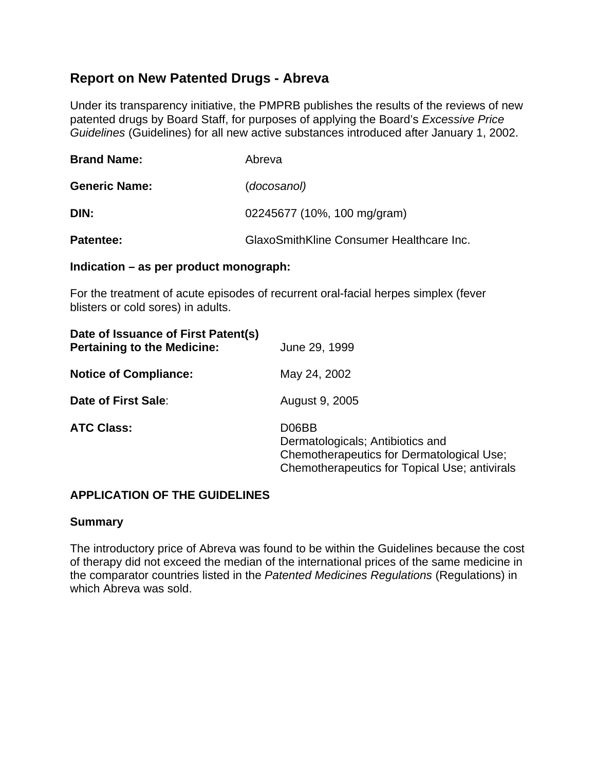# Report on New Patented Drugs - Abreva

Under its transparency initiative, the PMPRB publishes the results of the reviews of new patented drugs by Board Staff, for purposes of applying the Board's *Excessive Price Guidelines* (Guidelines) for all new active substances introduced after January 1, 2002.

**Brand Name:** Abreva

**Generic Name:** (*docosanol)*

**DIN:** 02245677 (10%, 100 mg/gram)

**Patentee:** GlaxoSmithKline Consumer Healthcare Inc.

**Indication – as per product monograph:**

For the treatment of acute episodes of recurrent oral-facial herpes simplex (fever blisters or cold sores) in adults.

**Date of Issuance of First Patent(s) Pertaining to the Medicine:** June 29, 1999

**Notice of Compliance:** May 24, 2002

**Date of First Sale**: August 9, 2005

**ATC Class:** D06BB
Dermatologicals; Antibiotics and Chemotherapeutics for Dermatological Use; Chemotherapeutics for Topical Use; antivirals

## APPLICATION OF THE GUIDELINES

### Summary

The introductory price of Abreva was found to be within the Guidelines because the cost of therapy did not exceed the median of the international prices of the same medicine in the comparator countries listed in the *Patented Medicines Regulations* (Regulations) in which Abreva was sold.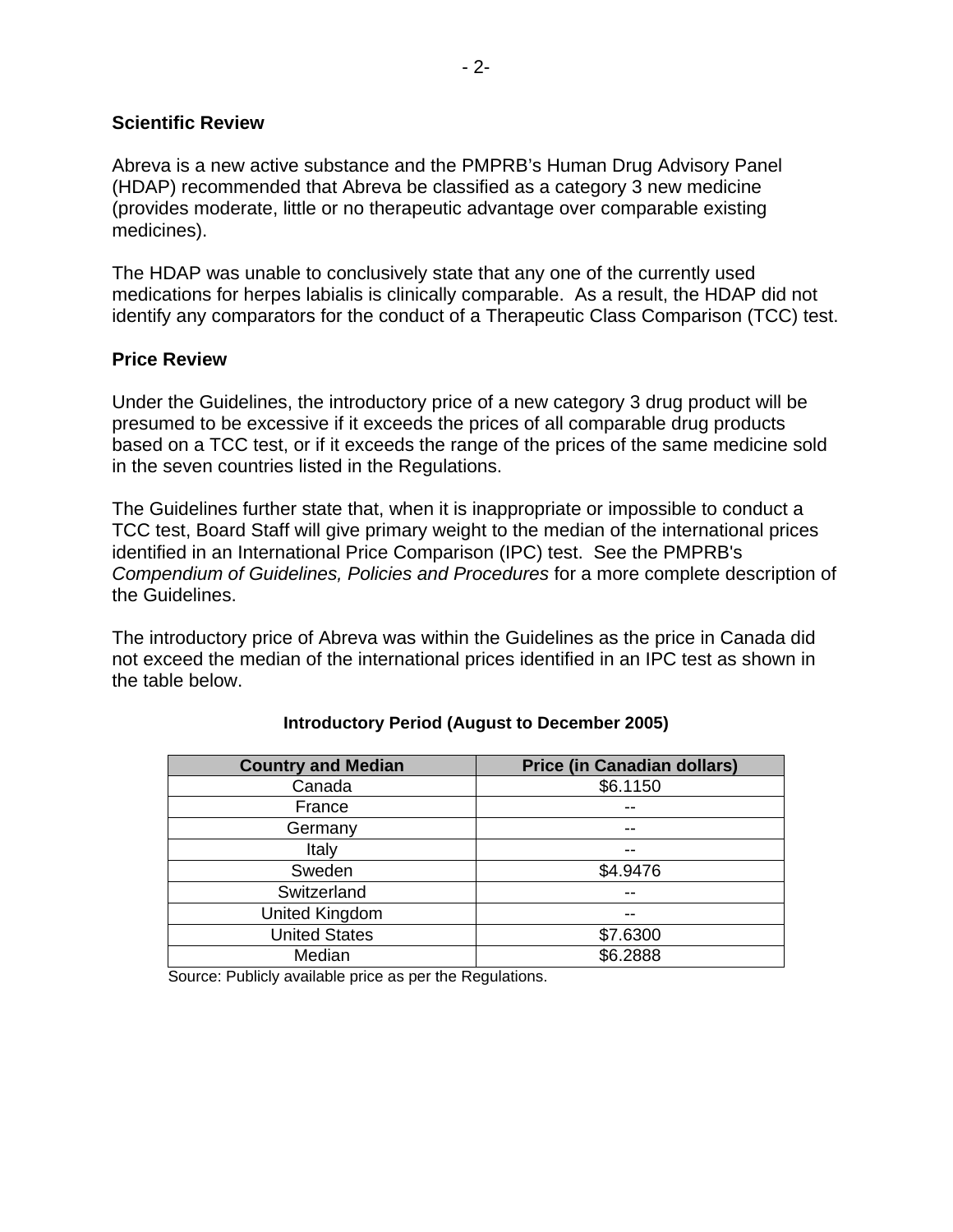## Scientific Review

Abreva is a new active substance and the PMPRB's Human Drug Advisory Panel (HDAP) recommended that Abreva be classified as a category 3 new medicine (provides moderate, little or no therapeutic advantage over comparable existing medicines).

The HDAP was unable to conclusively state that any one of the currently used medications for herpes labialis is clinically comparable. As a result, the HDAP did not identify any comparators for the conduct of a Therapeutic Class Comparison (TCC) test.

## Price Review

Under the Guidelines, the introductory price of a new category 3 drug product will be presumed to be excessive if it exceeds the prices of all comparable drug products based on a TCC test, or if it exceeds the range of the prices of the same medicine sold in the seven countries listed in the Regulations.

The Guidelines further state that, when it is inappropriate or impossible to conduct a TCC test, Board Staff will give primary weight to the median of the international prices identified in an International Price Comparison (IPC) test. See the PMPRB's *Compendium of Guidelines, Policies and Procedures* for a more complete description of the Guidelines.

The introductory price of Abreva was within the Guidelines as the price in Canada did not exceed the median of the international prices identified in an IPC test as shown in the table below.

**Introductory Period (August to December 2005)**

| Country and Median | Price (in Canadian dollars) |
|---|---|
| Canada | $6.1150 |
| France | -- |
| Germany | -- |
| Italy | -- |
| Sweden | $4.9476 |
| Switzerland | -- |
| United Kingdom | -- |
| United States | $7.6300 |
| Median | $6.2888 |

Source: Publicly available price as per the Regulations.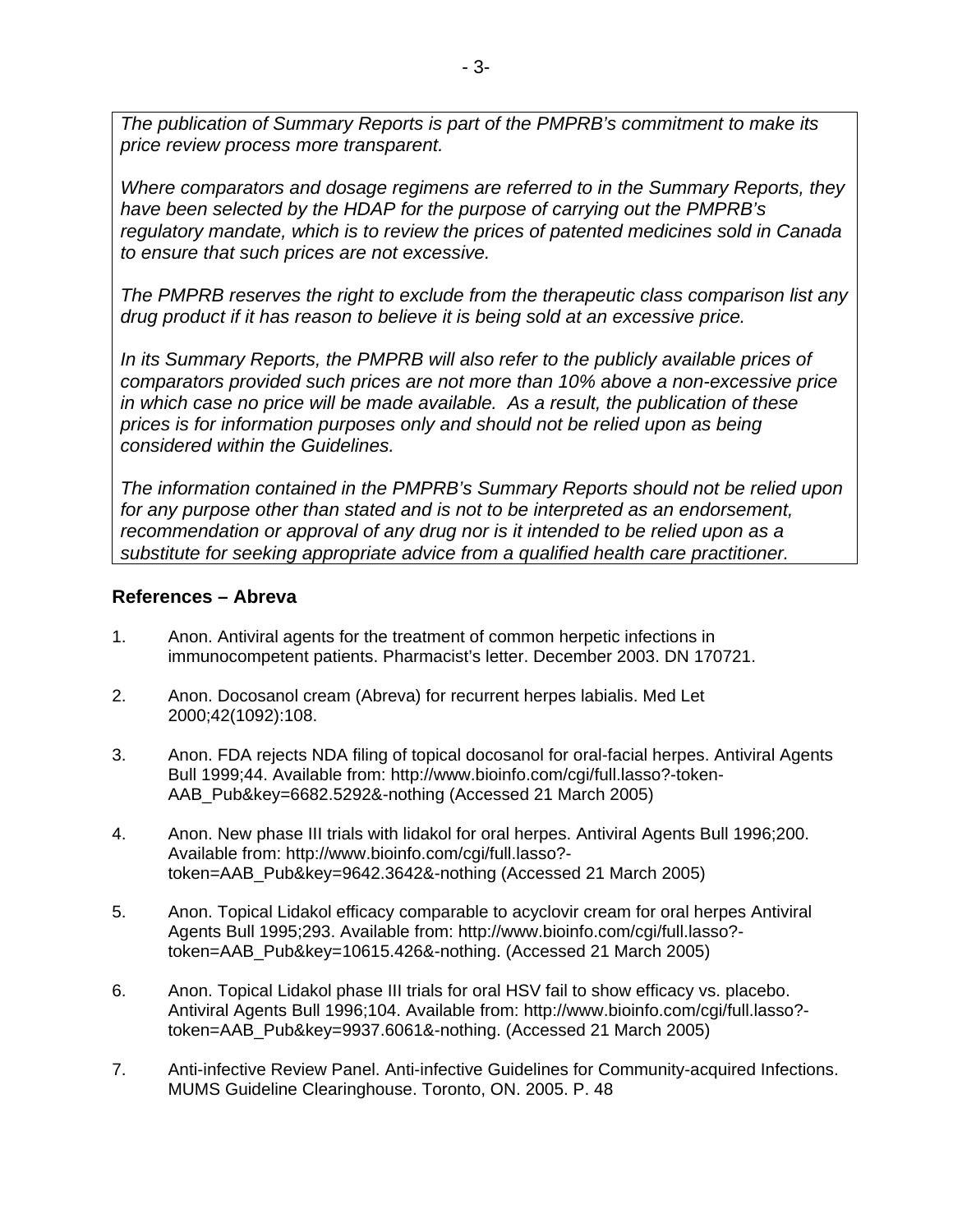*The publication of Summary Reports is part of the PMPRB's commitment to make its price review process more transparent.*

*Where comparators and dosage regimens are referred to in the Summary Reports, they have been selected by the HDAP for the purpose of carrying out the PMPRB's regulatory mandate, which is to review the prices of patented medicines sold in Canada to ensure that such prices are not excessive.*

*The PMPRB reserves the right to exclude from the therapeutic class comparison list any drug product if it has reason to believe it is being sold at an excessive price.*

*In its Summary Reports, the PMPRB will also refer to the publicly available prices of comparators provided such prices are not more than 10% above a non-excessive price in which case no price will be made available. As a result, the publication of these prices is for information purposes only and should not be relied upon as being considered within the Guidelines.*

*The information contained in the PMPRB's Summary Reports should not be relied upon for any purpose other than stated and is not to be interpreted as an endorsement, recommendation or approval of any drug nor is it intended to be relied upon as a substitute for seeking appropriate advice from a qualified health care practitioner.*

## References – Abreva

1. Anon. Antiviral agents for the treatment of common herpetic infections in immunocompetent patients. Pharmacist's letter. December 2003. DN 170721.

2. Anon. Docosanol cream (Abreva) for recurrent herpes labialis. Med Let 2000;42(1092):108.

3. Anon. FDA rejects NDA filing of topical docosanol for oral-facial herpes. Antiviral Agents Bull 1999;44. Available from: http://www.bioinfo.com/cgi/full.lasso?-token-AAB_Pub&key=6682.5292&-nothing (Accessed 21 March 2005)

4. Anon. New phase III trials with lidakol for oral herpes. Antiviral Agents Bull 1996;200. Available from: http://www.bioinfo.com/cgi/full.lasso?-token=AAB_Pub&key=9642.3642&-nothing (Accessed 21 March 2005)

5. Anon. Topical Lidakol efficacy comparable to acyclovir cream for oral herpes Antiviral Agents Bull 1995;293. Available from: http://www.bioinfo.com/cgi/full.lasso?-token=AAB_Pub&key=10615.426&-nothing. (Accessed 21 March 2005)

6. Anon. Topical Lidakol phase III trials for oral HSV fail to show efficacy vs. placebo. Antiviral Agents Bull 1996;104. Available from: http://www.bioinfo.com/cgi/full.lasso?-token=AAB_Pub&key=9937.6061&-nothing. (Accessed 21 March 2005)

7. Anti-infective Review Panel. Anti-infective Guidelines for Community-acquired Infections. MUMS Guideline Clearinghouse. Toronto, ON. 2005. P. 48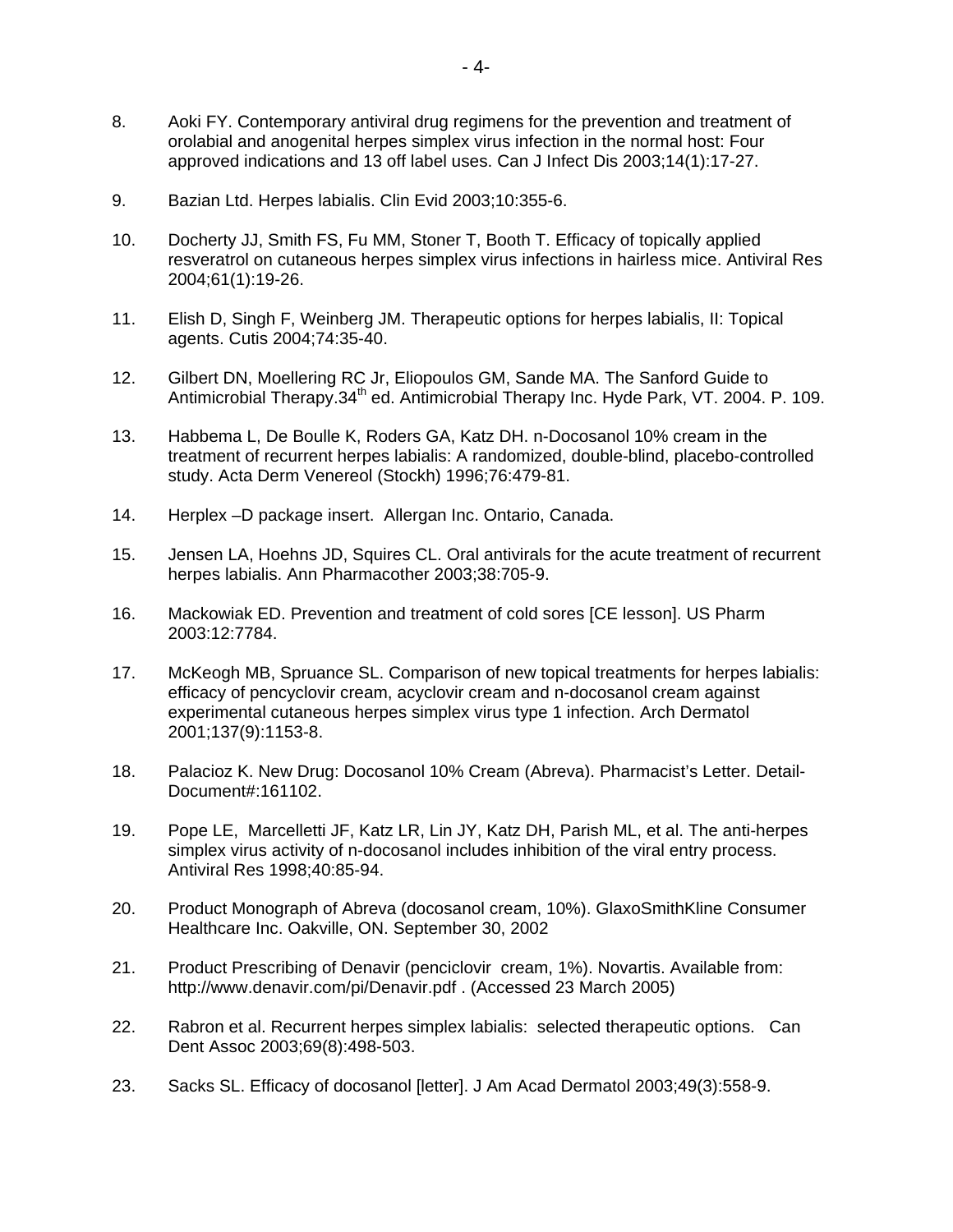8. Aoki FY. Contemporary antiviral drug regimens for the prevention and treatment of orolabial and anogenital herpes simplex virus infection in the normal host: Four approved indications and 13 off label uses. Can J Infect Dis 2003;14(1):17-27.

9. Bazian Ltd. Herpes labialis. Clin Evid 2003;10:355-6.

10. Docherty JJ, Smith FS, Fu MM, Stoner T, Booth T. Efficacy of topically applied resveratrol on cutaneous herpes simplex virus infections in hairless mice. Antiviral Res 2004;61(1):19-26.

11. Elish D, Singh F, Weinberg JM. Therapeutic options for herpes labialis, II: Topical agents. Cutis 2004;74:35-40.

12. Gilbert DN, Moellering RC Jr, Eliopoulos GM, Sande MA. The Sanford Guide to Antimicrobial Therapy.34th ed. Antimicrobial Therapy Inc. Hyde Park, VT. 2004. P. 109.

13. Habbema L, De Boulle K, Roders GA, Katz DH. n-Docosanol 10% cream in the treatment of recurrent herpes labialis: A randomized, double-blind, placebo-controlled study. Acta Derm Venereol (Stockh) 1996;76:479-81.

14. Herplex –D package insert. Allergan Inc. Ontario, Canada.

15. Jensen LA, Hoehns JD, Squires CL. Oral antivirals for the acute treatment of recurrent herpes labialis. Ann Pharmacother 2003;38:705-9.

16. Mackowiak ED. Prevention and treatment of cold sores [CE lesson]. US Pharm 2003:12:7784.

17. McKeogh MB, Spruance SL. Comparison of new topical treatments for herpes labialis: efficacy of pencyclovir cream, acyclovir cream and n-docosanol cream against experimental cutaneous herpes simplex virus type 1 infection. Arch Dermatol 2001;137(9):1153-8.

18. Palacioz K. New Drug: Docosanol 10% Cream (Abreva). Pharmacist's Letter. Detail-Document#:161102.

19. Pope LE, Marcelletti JF, Katz LR, Lin JY, Katz DH, Parish ML, et al. The anti-herpes simplex virus activity of n-docosanol includes inhibition of the viral entry process. Antiviral Res 1998;40:85-94.

20. Product Monograph of Abreva (docosanol cream, 10%). GlaxoSmithKline Consumer Healthcare Inc. Oakville, ON. September 30, 2002

21. Product Prescribing of Denavir (penciclovir cream, 1%). Novartis. Available from: http://www.denavir.com/pi/Denavir.pdf . (Accessed 23 March 2005)

22. Rabron et al. Recurrent herpes simplex labialis: selected therapeutic options. Can Dent Assoc 2003;69(8):498-503.

23. Sacks SL. Efficacy of docosanol [letter]. J Am Acad Dermatol 2003;49(3):558-9.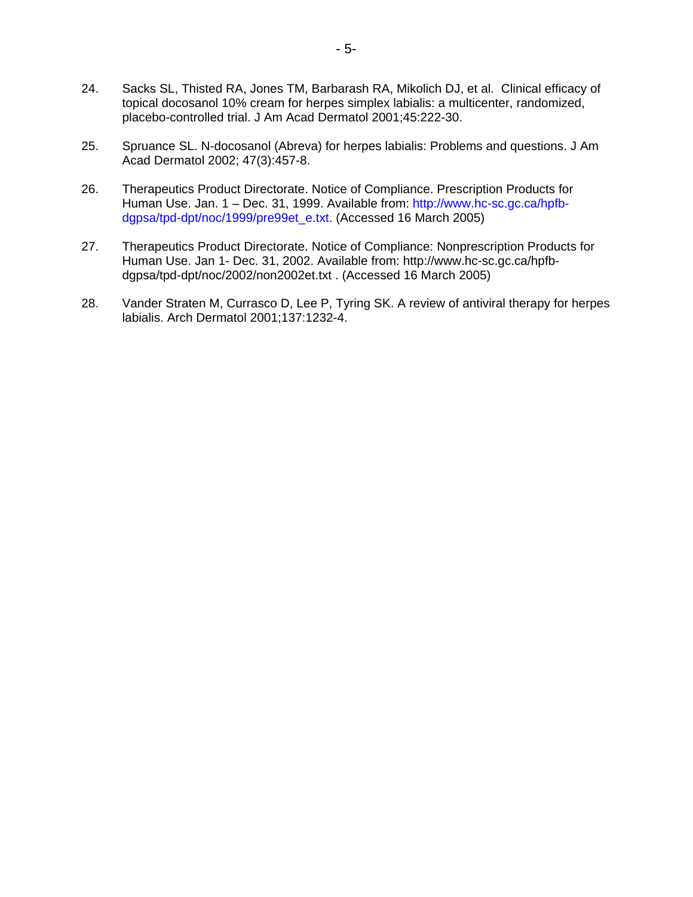24. Sacks SL, Thisted RA, Jones TM, Barbarash RA, Mikolich DJ, et al. Clinical efficacy of topical docosanol 10% cream for herpes simplex labialis: a multicenter, randomized, placebo-controlled trial. J Am Acad Dermatol 2001;45:222-30.

25. Spruance SL. N-docosanol (Abreva) for herpes labialis: Problems and questions. J Am Acad Dermatol 2002; 47(3):457-8.

26. Therapeutics Product Directorate. Notice of Compliance. Prescription Products for Human Use. Jan. 1 – Dec. 31, 1999. Available from: http://www.hc-sc.gc.ca/hpfb-dgpsa/tpd-dpt/noc/1999/pre99et_e.txt. (Accessed 16 March 2005)

27. Therapeutics Product Directorate. Notice of Compliance: Nonprescription Products for Human Use. Jan 1- Dec. 31, 2002. Available from: http://www.hc-sc.gc.ca/hpfb-dgpsa/tpd-dpt/noc/2002/non2002et.txt . (Accessed 16 March 2005)

28. Vander Straten M, Currasco D, Lee P, Tyring SK. A review of antiviral therapy for herpes labialis. Arch Dermatol 2001;137:1232-4.